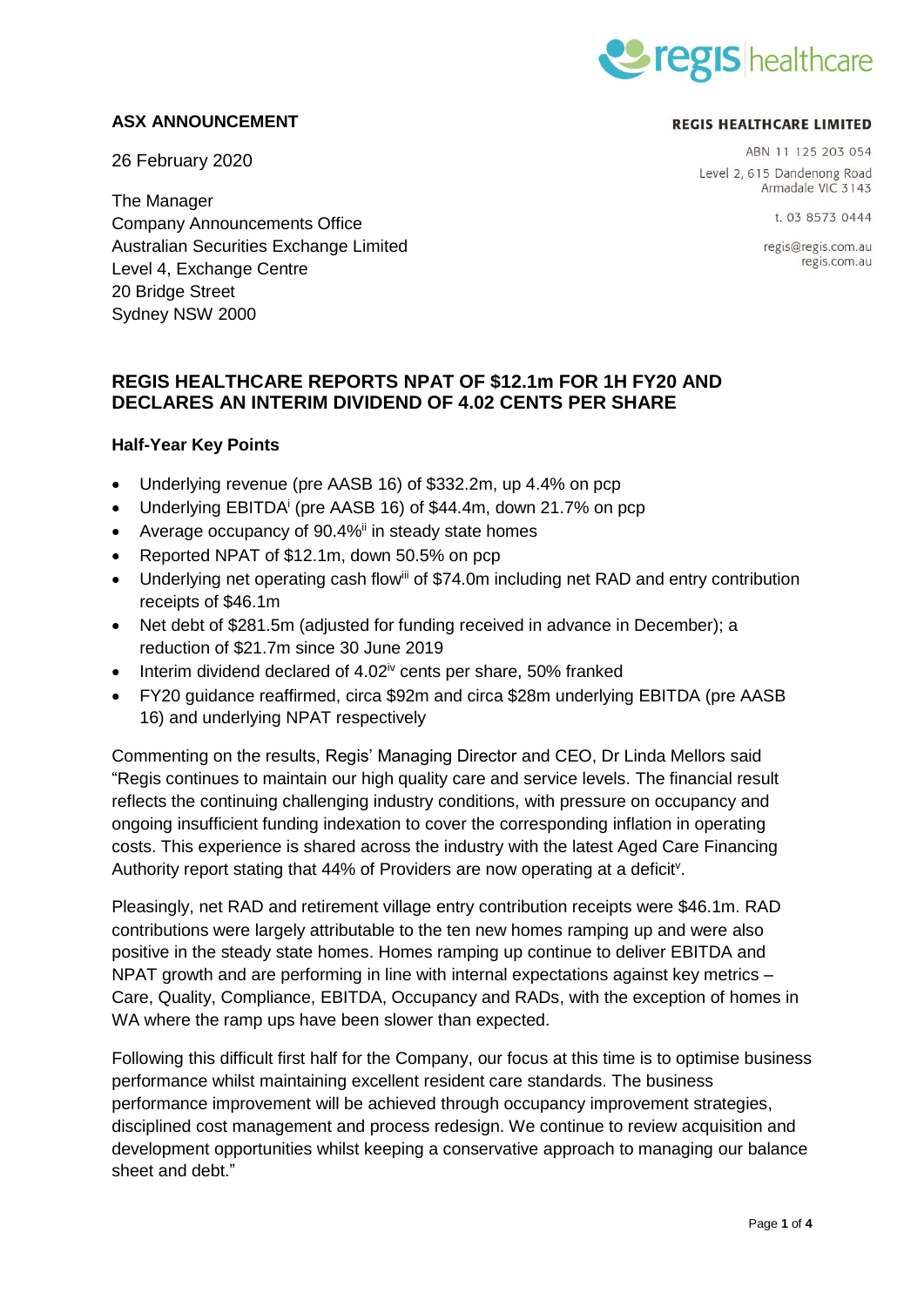**ASX ANNOUNCEMENT**

**REGIS HEALTHCARE LIMITED**

ABN 11 125 203 054
Level 2, 615 Dandenong Road
Armadale VIC 3143

t. 03 8573 0444

regis@regis.com.au
regis.com.au

26 February 2020

The Manager
Company Announcements Office
Australian Securities Exchange Limited
Level 4, Exchange Centre
20 Bridge Street
Sydney NSW 2000

## REGIS HEALTHCARE REPORTS NPAT OF $12.1m FOR 1H FY20 AND DECLARES AN INTERIM DIVIDEND OF 4.02 CENTS PER SHARE

### Half-Year Key Points

- Underlying revenue (pre AASB 16) of $332.2m, up 4.4% on pcp
- Underlying EBITDA[i] (pre AASB 16) of $44.4m, down 21.7% on pcp
- Average occupancy of 90.4%[ii] in steady state homes
- Reported NPAT of $12.1m, down 50.5% on pcp
- Underlying net operating cash flow[iii] of $74.0m including net RAD and entry contribution receipts of $46.1m
- Net debt of $281.5m (adjusted for funding received in advance in December); a reduction of $21.7m since 30 June 2019
- Interim dividend declared of 4.02[iv] cents per share, 50% franked
- FY20 guidance reaffirmed, circa $92m and circa $28m underlying EBITDA (pre AASB 16) and underlying NPAT respectively

Commenting on the results, Regis' Managing Director and CEO, Dr Linda Mellors said "Regis continues to maintain our high quality care and service levels. The financial result reflects the continuing challenging industry conditions, with pressure on occupancy and ongoing insufficient funding indexation to cover the corresponding inflation in operating costs. This experience is shared across the industry with the latest Aged Care Financing Authority report stating that 44% of Providers are now operating at a deficit[v].

Pleasingly, net RAD and retirement village entry contribution receipts were $46.1m. RAD contributions were largely attributable to the ten new homes ramping up and were also positive in the steady state homes. Homes ramping up continue to deliver EBITDA and NPAT growth and are performing in line with internal expectations against key metrics – Care, Quality, Compliance, EBITDA, Occupancy and RADs, with the exception of homes in WA where the ramp ups have been slower than expected.

Following this difficult first half for the Company, our focus at this time is to optimise business performance whilst maintaining excellent resident care standards. The business performance improvement will be achieved through occupancy improvement strategies, disciplined cost management and process redesign. We continue to review acquisition and development opportunities whilst keeping a conservative approach to managing our balance sheet and debt."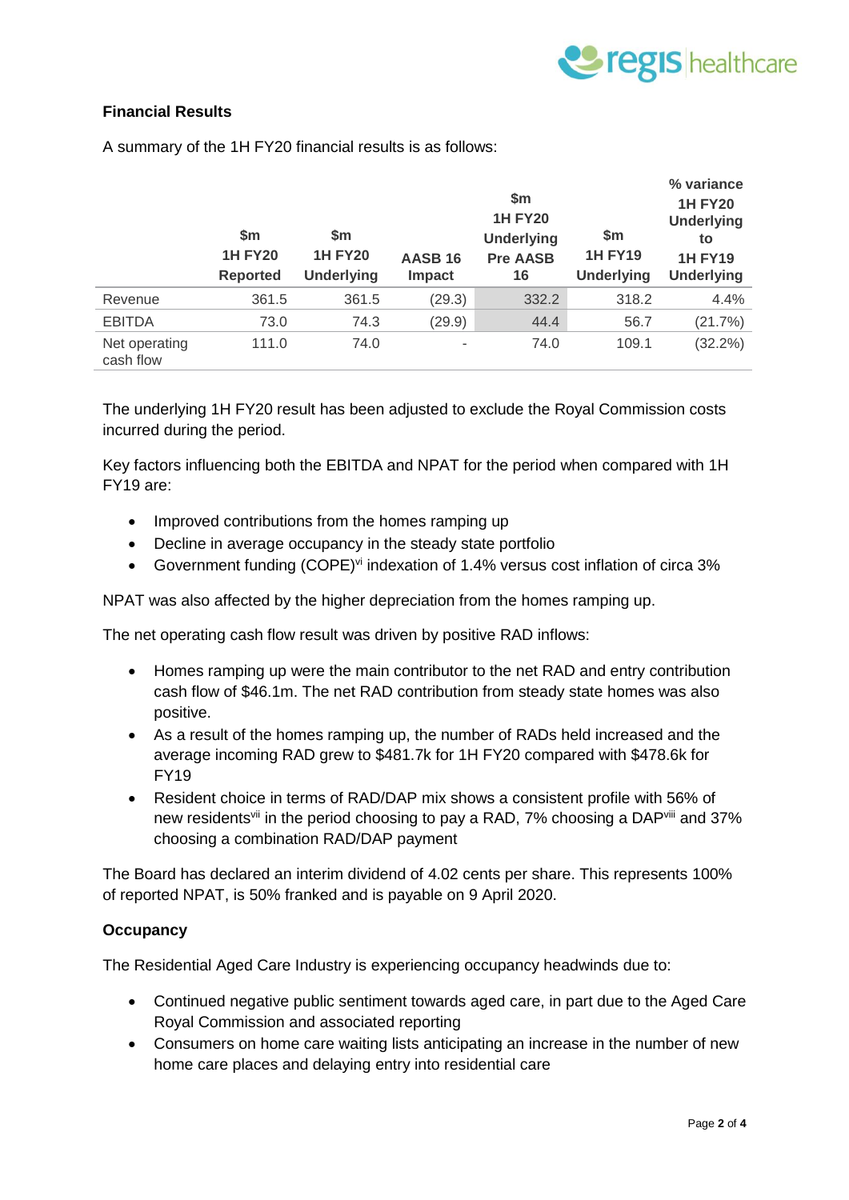### Financial Results

A summary of the 1H FY20 financial results is as follows:

| | $m 1H FY20 Reported | $m 1H FY20 Underlying | AASB 16 Impact | $m 1H FY20 Underlying Pre AASB 16 | $m 1H FY19 Underlying | % variance 1H FY20 Underlying to 1H FY19 Underlying |
|---|---|---|---|---|---|---|
| Revenue | 361.5 | 361.5 | (29.3) | 332.2 | 318.2 | 4.4% |
| EBITDA | 73.0 | 74.3 | (29.9) | 44.4 | 56.7 | (21.7%) |
| Net operating cash flow | 111.0 | 74.0 | - | 74.0 | 109.1 | (32.2%) |

The underlying 1H FY20 result has been adjusted to exclude the Royal Commission costs incurred during the period.

Key factors influencing both the EBITDA and NPAT for the period when compared with 1H FY19 are:

- Improved contributions from the homes ramping up
- Decline in average occupancy in the steady state portfolio
- Government funding (COPE)[vi] indexation of 1.4% versus cost inflation of circa 3%

NPAT was also affected by the higher depreciation from the homes ramping up.

The net operating cash flow result was driven by positive RAD inflows:

- Homes ramping up were the main contributor to the net RAD and entry contribution cash flow of $46.1m. The net RAD contribution from steady state homes was also positive.
- As a result of the homes ramping up, the number of RADs held increased and the average incoming RAD grew to $481.7k for 1H FY20 compared with $478.6k for FY19
- Resident choice in terms of RAD/DAP mix shows a consistent profile with 56% of new residents[vii] in the period choosing to pay a RAD, 7% choosing a DAP[viii] and 37% choosing a combination RAD/DAP payment

The Board has declared an interim dividend of 4.02 cents per share. This represents 100% of reported NPAT, is 50% franked and is payable on 9 April 2020.

### Occupancy

The Residential Aged Care Industry is experiencing occupancy headwinds due to:

- Continued negative public sentiment towards aged care, in part due to the Aged Care Royal Commission and associated reporting
- Consumers on home care waiting lists anticipating an increase in the number of new home care places and delaying entry into residential care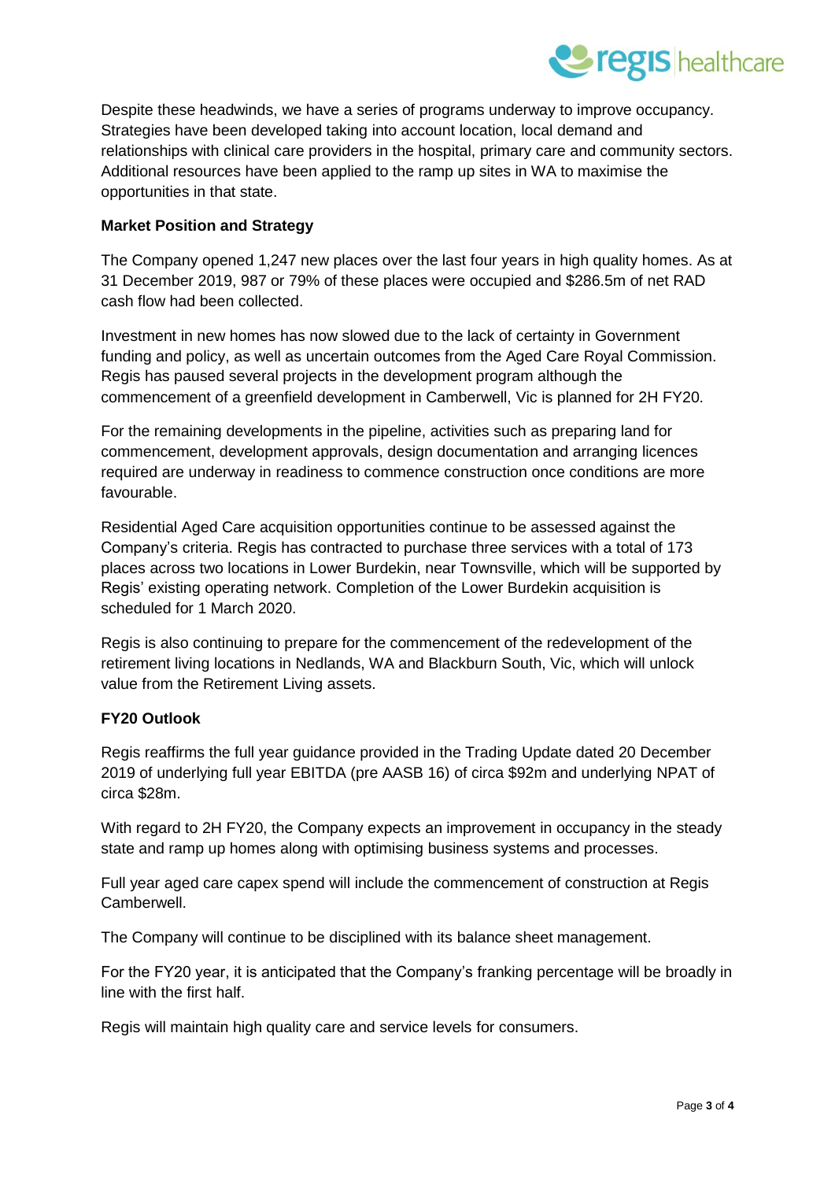Despite these headwinds, we have a series of programs underway to improve occupancy. Strategies have been developed taking into account location, local demand and relationships with clinical care providers in the hospital, primary care and community sectors. Additional resources have been applied to the ramp up sites in WA to maximise the opportunities in that state.

**Market Position and Strategy**

The Company opened 1,247 new places over the last four years in high quality homes. As at 31 December 2019, 987 or 79% of these places were occupied and $286.5m of net RAD cash flow had been collected.

Investment in new homes has now slowed due to the lack of certainty in Government funding and policy, as well as uncertain outcomes from the Aged Care Royal Commission. Regis has paused several projects in the development program although the commencement of a greenfield development in Camberwell, Vic is planned for 2H FY20.

For the remaining developments in the pipeline, activities such as preparing land for commencement, development approvals, design documentation and arranging licences required are underway in readiness to commence construction once conditions are more favourable.

Residential Aged Care acquisition opportunities continue to be assessed against the Company's criteria. Regis has contracted to purchase three services with a total of 173 places across two locations in Lower Burdekin, near Townsville, which will be supported by Regis' existing operating network. Completion of the Lower Burdekin acquisition is scheduled for 1 March 2020.

Regis is also continuing to prepare for the commencement of the redevelopment of the retirement living locations in Nedlands, WA and Blackburn South, Vic, which will unlock value from the Retirement Living assets.

**FY20 Outlook**

Regis reaffirms the full year guidance provided in the Trading Update dated 20 December 2019 of underlying full year EBITDA (pre AASB 16) of circa $92m and underlying NPAT of circa $28m.

With regard to 2H FY20, the Company expects an improvement in occupancy in the steady state and ramp up homes along with optimising business systems and processes.

Full year aged care capex spend will include the commencement of construction at Regis Camberwell.

The Company will continue to be disciplined with its balance sheet management.

For the FY20 year, it is anticipated that the Company's franking percentage will be broadly in line with the first half.

Regis will maintain high quality care and service levels for consumers.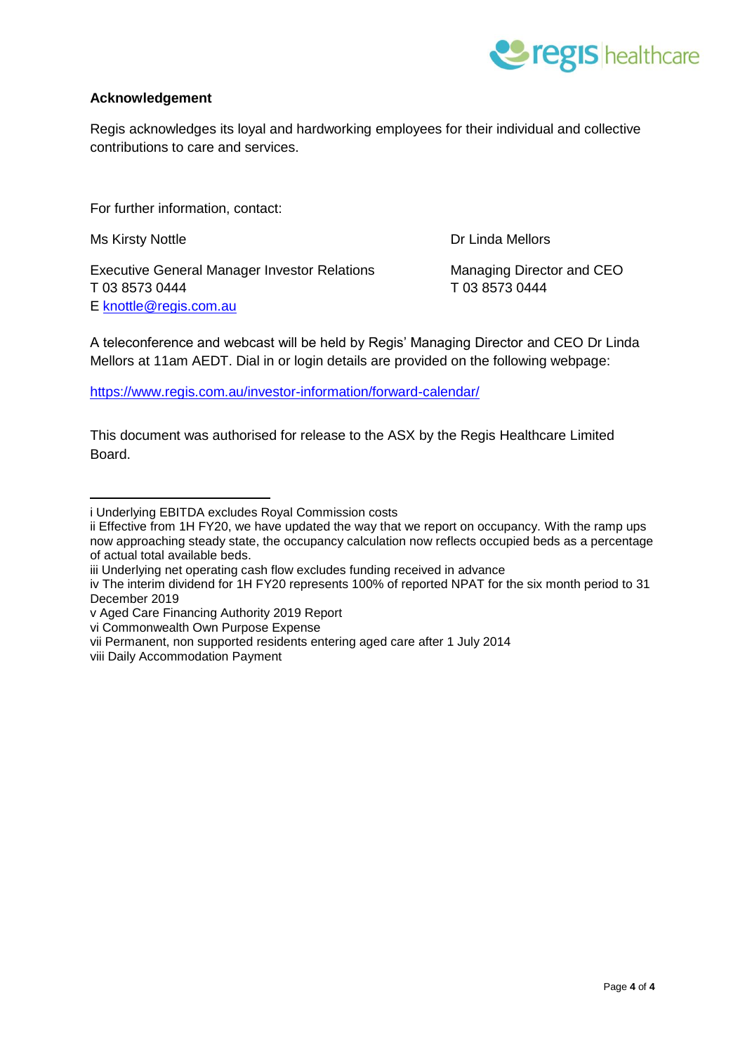**Acknowledgement**

Regis acknowledges its loyal and hardworking employees for their individual and collective contributions to care and services.

For further information, contact:

Ms Kirsty Nottle

Executive General Manager Investor Relations
T 03 8573 0444
E knottle@regis.com.au

Dr Linda Mellors

Managing Director and CEO
T 03 8573 0444

A teleconference and webcast will be held by Regis' Managing Director and CEO Dr Linda Mellors at 11am AEDT. Dial in or login details are provided on the following webpage:

https://www.regis.com.au/investor-information/forward-calendar/

This document was authorised for release to the ASX by the Regis Healthcare Limited Board.

---

i Underlying EBITDA excludes Royal Commission costs
ii Effective from 1H FY20, we have updated the way that we report on occupancy. With the ramp ups now approaching steady state, the occupancy calculation now reflects occupied beds as a percentage of actual total available beds.
iii Underlying net operating cash flow excludes funding received in advance
iv The interim dividend for 1H FY20 represents 100% of reported NPAT for the six month period to 31 December 2019
v Aged Care Financing Authority 2019 Report
vi Commonwealth Own Purpose Expense
vii Permanent, non supported residents entering aged care after 1 July 2014
viii Daily Accommodation Payment